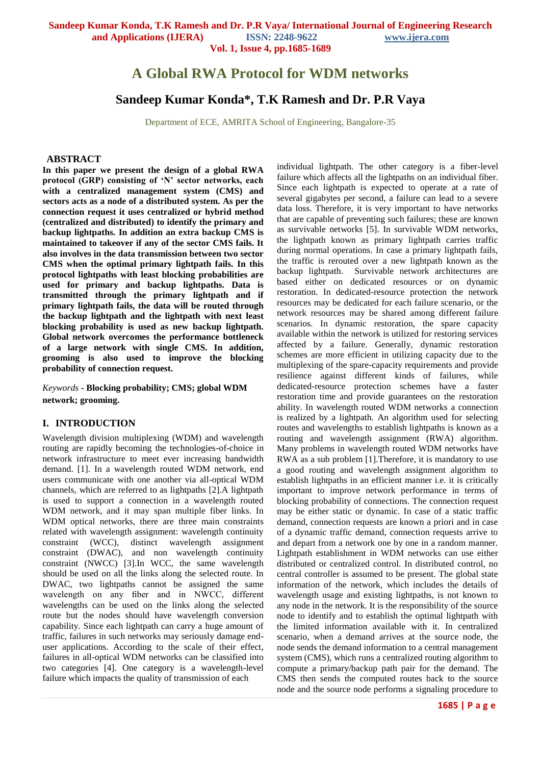# A Global RWA Protocol for WDM networks

## Sandeep Kumar Konda*, T.K Ramesh and Dr. P.R Vaya

Department of ECE, AMRITA School of Engineering, Bangalore-35

## ABSTRACT

**In this paper we present the design of a global RWA protocol (GRP) consisting of 'N' sector networks, each with a centralized management system (CMS) and sectors acts as a node of a distributed system. As per the connection request it uses centralized or hybrid method (centralized and distributed) to identify the primary and backup lightpaths. In addition an extra backup CMS is maintained to takeover if any of the sector CMS fails. It also involves in the data transmission between two sector CMS when the optimal primary lightpath fails. In this protocol lightpaths with least blocking probabilities are used for primary and backup lightpaths. Data is transmitted through the primary lightpath and if primary lightpath fails, the data will be routed through the backup lightpath and the lightpath with next least blocking probability is used as new backup lightpath. Global network overcomes the performance bottleneck of a large network with single CMS. In addition, grooming is also used to improve the blocking probability of connection request.**

*Keywords* - **Blocking probability; CMS; global WDM network; grooming.**

## I. INTRODUCTION

Wavelength division multiplexing (WDM) and wavelength routing are rapidly becoming the technologies-of-choice in network infrastructure to meet ever increasing bandwidth demand. [1]. In a wavelength routed WDM network, end users communicate with one another via all-optical WDM channels, which are referred to as lightpaths [2].A lightpath is used to support a connection in a wavelength routed WDM network, and it may span multiple fiber links. In WDM optical networks, there are three main constraints related with wavelength assignment: wavelength continuity constraint (WCC), distinct wavelength assignment constraint (DWAC), and non wavelength continuity constraint (NWCC) [3].In WCC, the same wavelength should be used on all the links along the selected route. In DWAC, two lightpaths cannot be assigned the same wavelength on any fiber and in NWCC, different wavelengths can be used on the links along the selected route but the nodes should have wavelength conversion capability. Since each lightpath can carry a huge amount of traffic, failures in such networks may seriously damage end-user applications. According to the scale of their effect, failures in all-optical WDM networks can be classified into two categories [4]. One category is a wavelength-level failure which impacts the quality of transmission of each individual lightpath. The other category is a fiber-level failure which affects all the lightpaths on an individual fiber. Since each lightpath is expected to operate at a rate of several gigabytes per second, a failure can lead to a severe data loss. Therefore, it is very important to have networks that are capable of preventing such failures; these are known as survivable networks [5]. In survivable WDM networks, the lightpath known as primary lightpath carries traffic during normal operations. In case a primary lightpath fails, the traffic is rerouted over a new lightpath known as the backup lightpath. Survivable network architectures are based either on dedicated resources or on dynamic restoration. In dedicated-resource protection the network resources may be dedicated for each failure scenario, or the network resources may be shared among different failure scenarios. In dynamic restoration, the spare capacity available within the network is utilized for restoring services affected by a failure. Generally, dynamic restoration schemes are more efficient in utilizing capacity due to the multiplexing of the spare-capacity requirements and provide resilience against different kinds of failures, while dedicated-resource protection schemes have a faster restoration time and provide guarantees on the restoration ability. In wavelength routed WDM networks a connection is realized by a lightpath. An algorithm used for selecting routes and wavelengths to establish lightpaths is known as a routing and wavelength assignment (RWA) algorithm. Many problems in wavelength routed WDM networks have RWA as a sub problem [1].Therefore, it is mandatory to use a good routing and wavelength assignment algorithm to establish lightpaths in an efficient manner i.e. it is critically important to improve network performance in terms of blocking probability of connections. The connection request may be either static or dynamic. In case of a static traffic demand, connection requests are known a priori and in case of a dynamic traffic demand, connection requests arrive to and depart from a network one by one in a random manner. Lightpath establishment in WDM networks can use either distributed or centralized control. In distributed control, no central controller is assumed to be present. The global state information of the network, which includes the details of wavelength usage and existing lightpaths, is not known to any node in the network. It is the responsibility of the source node to identify and to establish the optimal lightpath with the limited information available with it. In centralized scenario, when a demand arrives at the source node, the node sends the demand information to a central management system (CMS), which runs a centralized routing algorithm to compute a primary/backup path pair for the demand. The CMS then sends the computed routes back to the source node and the source node performs a signaling procedure to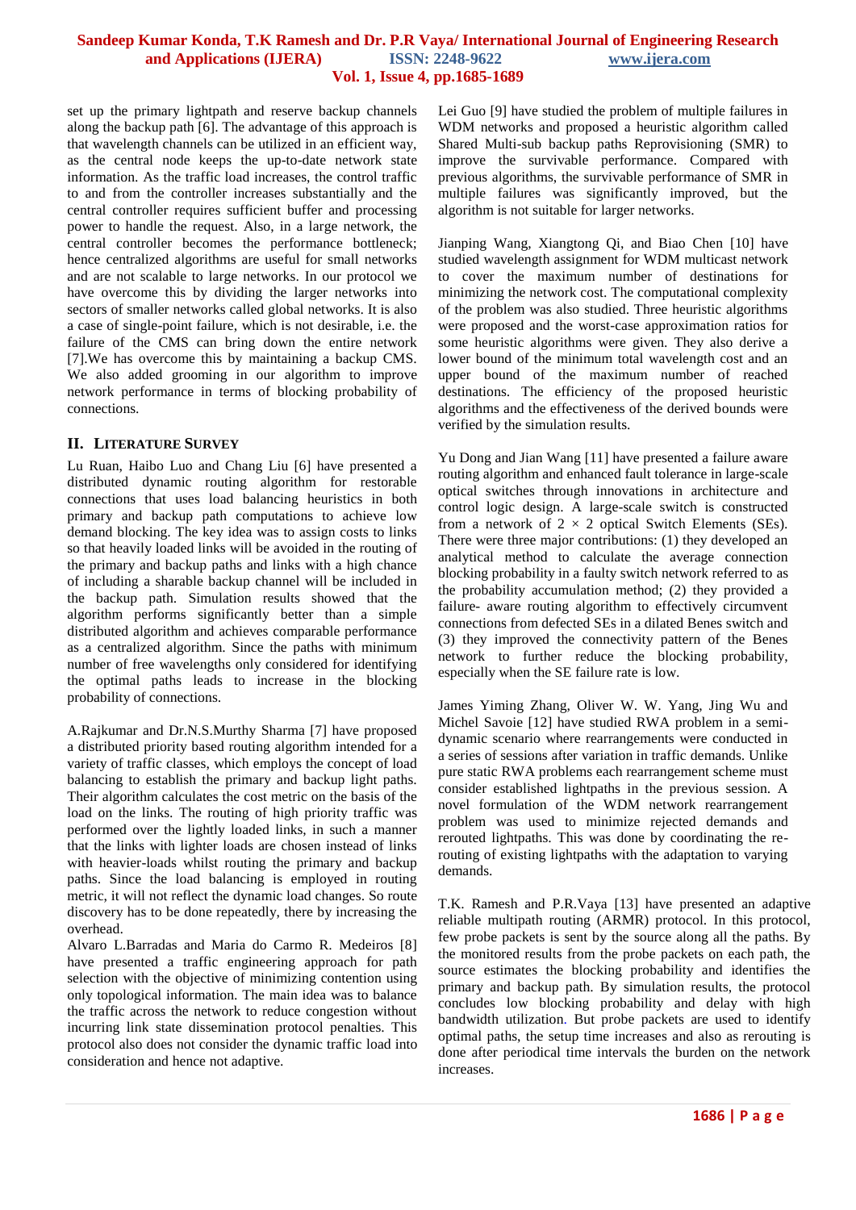set up the primary lightpath and reserve backup channels along the backup path [6]. The advantage of this approach is that wavelength channels can be utilized in an efficient way, as the central node keeps the up-to-date network state information. As the traffic load increases, the control traffic to and from the controller increases substantially and the central controller requires sufficient buffer and processing power to handle the request. Also, in a large network, the central controller becomes the performance bottleneck; hence centralized algorithms are useful for small networks and are not scalable to large networks. In our protocol we have overcome this by dividing the larger networks into sectors of smaller networks called global networks. It is also a case of single-point failure, which is not desirable, i.e. the failure of the CMS can bring down the entire network [7].We has overcome this by maintaining a backup CMS. We also added grooming in our algorithm to improve network performance in terms of blocking probability of connections.

## II. LITERATURE SURVEY

Lu Ruan, Haibo Luo and Chang Liu [6] have presented a distributed dynamic routing algorithm for restorable connections that uses load balancing heuristics in both primary and backup path computations to achieve low demand blocking. The key idea was to assign costs to links so that heavily loaded links will be avoided in the routing of the primary and backup paths and links with a high chance of including a sharable backup channel will be included in the backup path. Simulation results showed that the algorithm performs significantly better than a simple distributed algorithm and achieves comparable performance as a centralized algorithm. Since the paths with minimum number of free wavelengths only considered for identifying the optimal paths leads to increase in the blocking probability of connections.

A.Rajkumar and Dr.N.S.Murthy Sharma [7] have proposed a distributed priority based routing algorithm intended for a variety of traffic classes, which employs the concept of load balancing to establish the primary and backup light paths. Their algorithm calculates the cost metric on the basis of the load on the links. The routing of high priority traffic was performed over the lightly loaded links, in such a manner that the links with lighter loads are chosen instead of links with heavier-loads whilst routing the primary and backup paths. Since the load balancing is employed in routing metric, it will not reflect the dynamic load changes. So route discovery has to be done repeatedly, there by increasing the overhead.

Alvaro L.Barradas and Maria do Carmo R. Medeiros [8] have presented a traffic engineering approach for path selection with the objective of minimizing contention using only topological information. The main idea was to balance the traffic across the network to reduce congestion without incurring link state dissemination protocol penalties. This protocol also does not consider the dynamic traffic load into consideration and hence not adaptive.

Lei Guo [9] have studied the problem of multiple failures in WDM networks and proposed a heuristic algorithm called Shared Multi-sub backup paths Reprovisioning (SMR) to improve the survivable performance. Compared with previous algorithms, the survivable performance of SMR in multiple failures was significantly improved, but the algorithm is not suitable for larger networks.

Jianping Wang, Xiangtong Qi, and Biao Chen [10] have studied wavelength assignment for WDM multicast network to cover the maximum number of destinations for minimizing the network cost. The computational complexity of the problem was also studied. Three heuristic algorithms were proposed and the worst-case approximation ratios for some heuristic algorithms were given. They also derive a lower bound of the minimum total wavelength cost and an upper bound of the maximum number of reached destinations. The efficiency of the proposed heuristic algorithms and the effectiveness of the derived bounds were verified by the simulation results.

Yu Dong and Jian Wang [11] have presented a failure aware routing algorithm and enhanced fault tolerance in large-scale optical switches through innovations in architecture and control logic design. A large-scale switch is constructed from a network of $2 \times 2$ optical Switch Elements (SEs). There were three major contributions: (1) they developed an analytical method to calculate the average connection blocking probability in a faulty switch network referred to as the probability accumulation method; (2) they provided a failure- aware routing algorithm to effectively circumvent connections from defected SEs in a dilated Benes switch and (3) they improved the connectivity pattern of the Benes network to further reduce the blocking probability, especially when the SE failure rate is low.

James Yiming Zhang, Oliver W. W. Yang, Jing Wu and Michel Savoie [12] have studied RWA problem in a semi-dynamic scenario where rearrangements were conducted in a series of sessions after variation in traffic demands. Unlike pure static RWA problems each rearrangement scheme must consider established lightpaths in the previous session. A novel formulation of the WDM network rearrangement problem was used to minimize rejected demands and rerouted lightpaths. This was done by coordinating the re-routing of existing lightpaths with the adaptation to varying demands.

T.K. Ramesh and P.R.Vaya [13] have presented an adaptive reliable multipath routing (ARMR) protocol. In this protocol, few probe packets is sent by the source along all the paths. By the monitored results from the probe packets on each path, the source estimates the blocking probability and identifies the primary and backup path. By simulation results, the protocol concludes low blocking probability and delay with high bandwidth utilization. But probe packets are used to identify optimal paths, the setup time increases and also as rerouting is done after periodical time intervals the burden on the network increases.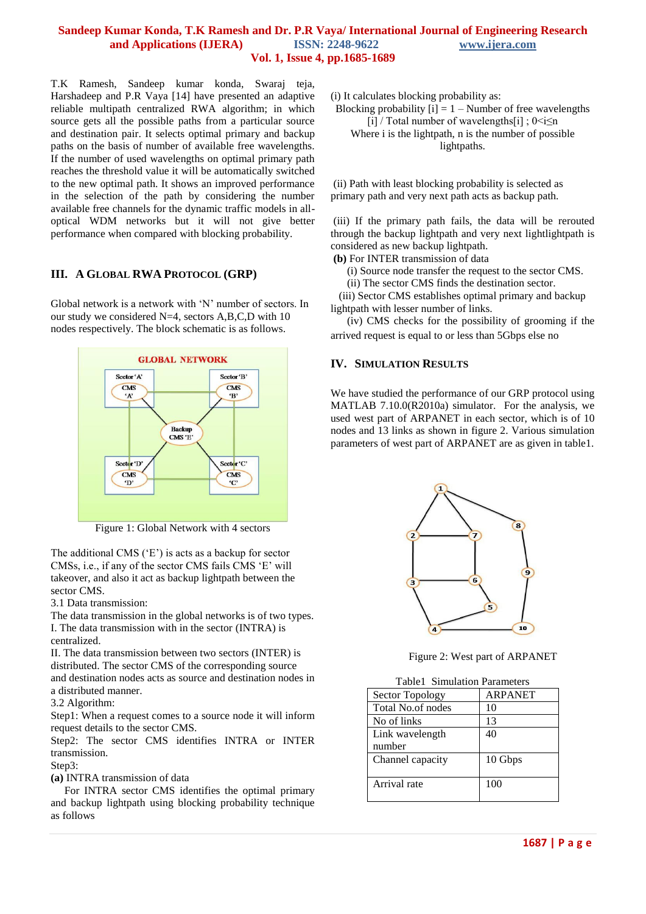T.K Ramesh, Sandeep kumar konda, Swaraj teja, Harshadeep and P.R Vaya [14] have presented an adaptive reliable multipath centralized RWA algorithm; in which source gets all the possible paths from a particular source and destination pair. It selects optimal primary and backup paths on the basis of number of available free wavelengths. If the number of used wavelengths on optimal primary path reaches the threshold value it will be automatically switched to the new optimal path. It shows an improved performance in the selection of the path by considering the number available free channels for the dynamic traffic models in all-optical WDM networks but it will not give better performance when compared with blocking probability.

## III. A GLOBAL RWA PROTOCOL (GRP)

Global network is a network with 'N' number of sectors. In our study we considered N=4, sectors A,B,C,D with 10 nodes respectively. The block schematic is as follows.

Figure 1: Global Network with 4 sectors

The additional CMS ('E') is acts as a backup for sector CMSs, i.e., if any of the sector CMS fails CMS 'E' will takeover, and also it act as backup lightpath between the sector CMS.

3.1 Data transmission:

The data transmission in the global networks is of two types.

I. The data transmission with in the sector (INTRA) is centralized.

II. The data transmission between two sectors (INTER) is distributed. The sector CMS of the corresponding source and destination nodes acts as source and destination nodes in a distributed manner.

3.2 Algorithm:

Step1: When a request comes to a source node it will inform request details to the sector CMS.

Step2: The sector CMS identifies INTRA or INTER transmission.

Step3:

**(a)** INTRA transmission of data

For INTRA sector CMS identifies the optimal primary and backup lightpath using blocking probability technique as follows

(i) It calculates blocking probability as:

Blocking probability [i] = 1 – Number of free wavelengths [i] / Total number of wavelengths[i] ; $0<i\leq n$

Where i is the lightpath, n is the number of possible lightpaths.

(ii) Path with least blocking probability is selected as primary path and very next path acts as backup path.

(iii) If the primary path fails, the data will be rerouted through the backup lightpath and very next lightlightpath is considered as new backup lightpath.

**(b)** For INTER transmission of data

(i) Source node transfer the request to the sector CMS.

(ii) The sector CMS finds the destination sector.

(iii) Sector CMS establishes optimal primary and backup lightpath with lesser number of links.

(iv) CMS checks for the possibility of grooming if the arrived request is equal to or less than 5Gbps else no

## IV. SIMULATION RESULTS

We have studied the performance of our GRP protocol using MATLAB 7.10.0(R2010a) simulator. For the analysis, we used west part of ARPANET in each sector, which is of 10 nodes and 13 links as shown in figure 2. Various simulation parameters of west part of ARPANET are as given in table1.

Figure 2: West part of ARPANET

Table1 Simulation Parameters

| Sector Topology | ARPANET |
|---|---|
| Total No.of nodes | 10 |
| No of links | 13 |
| Link wavelength number | 40 |
| Channel capacity | 10 Gbps |
| Arrival rate | 100 |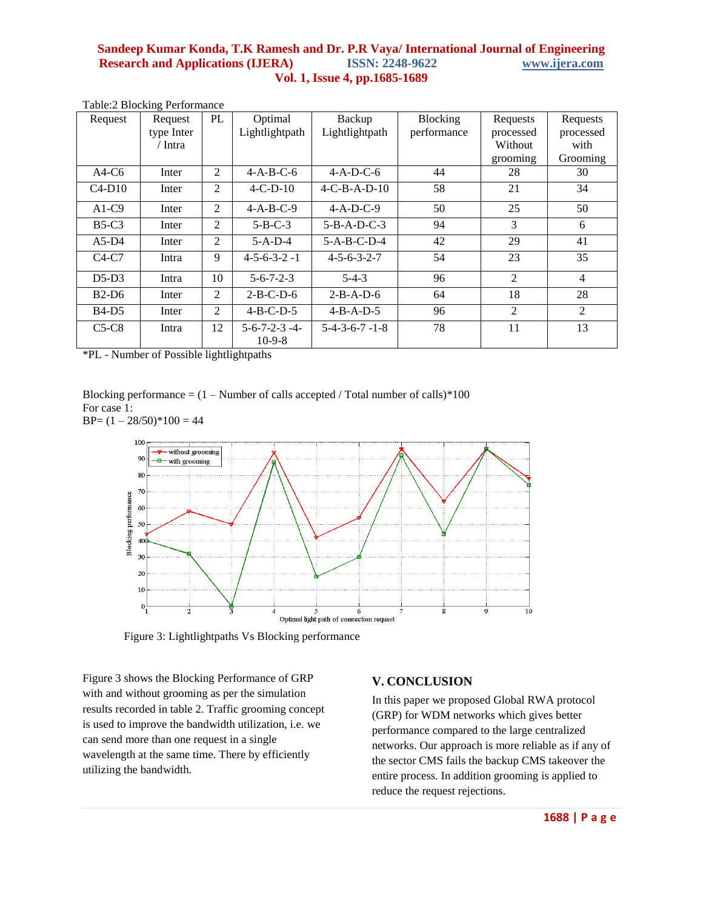Table:2 Blocking Performance

| Request | Request type Inter / Intra | PL | Optimal Lightlightpath | Backup Lightlightpath | Blocking performance | Requests processed Without grooming | Requests processed with Grooming |
|---|---|---|---|---|---|---|---|
| A4-C6 | Inter | 2 | 4-A-B-C-6 | 4-A-D-C-6 | 44 | 28 | 30 |
| C4-D10 | Inter | 2 | 4-C-D-10 | 4-C-B-A-D-10 | 58 | 21 | 34 |
| A1-C9 | Inter | 2 | 4-A-B-C-9 | 4-A-D-C-9 | 50 | 25 | 50 |
| B5-C3 | Inter | 2 | 5-B-C-3 | 5-B-A-D-C-3 | 94 | 3 | 6 |
| A5-D4 | Inter | 2 | 5-A-D-4 | 5-A-B-C-D-4 | 42 | 29 | 41 |
| C4-C7 | Intra | 9 | 4-5-6-3-2 -1 | 4-5-6-3-2-7 | 54 | 23 | 35 |
| D5-D3 | Intra | 10 | 5-6-7-2-3 | 5-4-3 | 96 | 2 | 4 |
| B2-D6 | Inter | 2 | 2-B-C-D-6 | 2-B-A-D-6 | 64 | 18 | 28 |
| B4-D5 | Inter | 2 | 4-B-C-D-5 | 4-B-A-D-5 | 96 | 2 | 2 |
| C5-C8 | Intra | 12 | 5-6-7-2-3 -4-10-9-8 | 5-4-3-6-7 -1-8 | 78 | 11 | 13 |

*PL - Number of Possible lightlightpaths

Blocking performance = (1 – Number of calls accepted / Total number of calls)*100
For case 1:
BP= (1 – 28/50)*100 = 44

Figure 3: Lightlightpaths Vs Blocking performance

Figure 3 shows the Blocking Performance of GRP with and without grooming as per the simulation results recorded in table 2. Traffic grooming concept is used to improve the bandwidth utilization, i.e. we can send more than one request in a single wavelength at the same time. There by efficiently utilizing the bandwidth.

## V. CONCLUSION

In this paper we proposed Global RWA protocol (GRP) for WDM networks which gives better performance compared to the large centralized networks. Our approach is more reliable as if any of the sector CMS fails the backup CMS takeover the entire process. In addition grooming is applied to reduce the request rejections.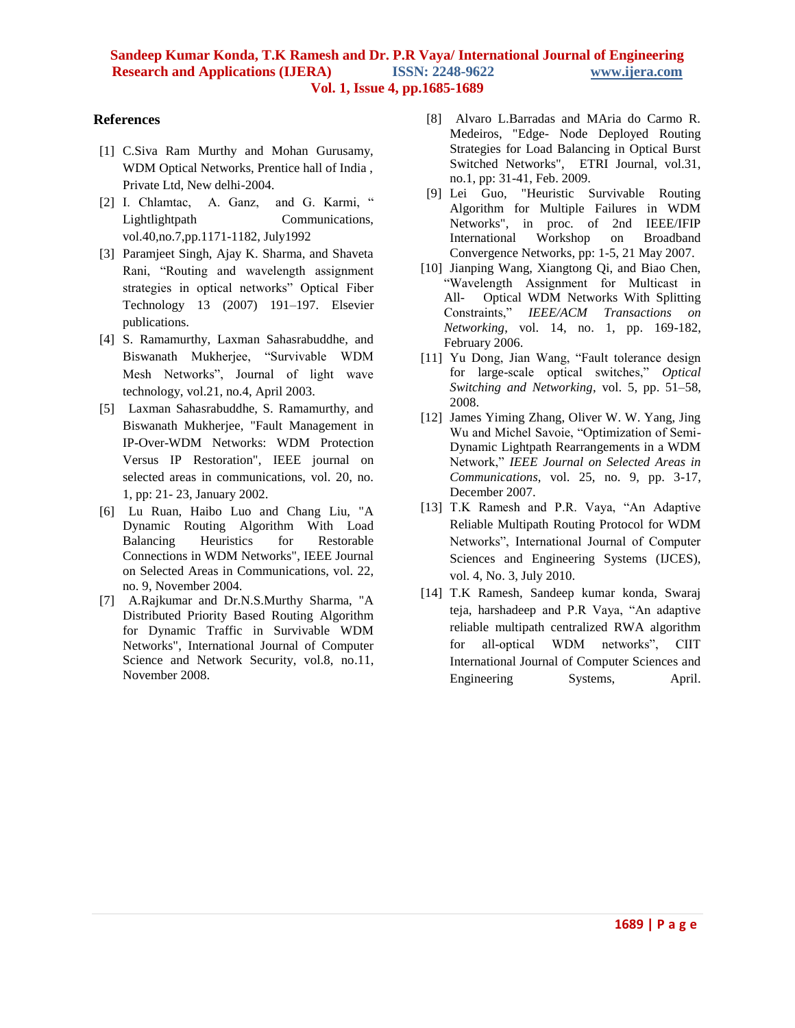## References

[1] C.Siva Ram Murthy and Mohan Gurusamy, WDM Optical Networks, Prentice hall of India , Private Ltd, New delhi-2004.

[2] I. Chlamtac, A. Ganz, and G. Karmi, " Lightlightpath Communications, vol.40,no.7,pp.1171-1182, July1992

[3] Paramjeet Singh, Ajay K. Sharma, and Shaveta Rani, "Routing and wavelength assignment strategies in optical networks" Optical Fiber Technology 13 (2007) 191–197. Elsevier publications.

[4] S. Ramamurthy, Laxman Sahasrabuddhe, and Biswanath Mukherjee, "Survivable WDM Mesh Networks", Journal of light wave technology, vol.21, no.4, April 2003.

[5] Laxman Sahasrabuddhe, S. Ramamurthy, and Biswanath Mukherjee, "Fault Management in IP-Over-WDM Networks: WDM Protection Versus IP Restoration", IEEE journal on selected areas in communications, vol. 20, no. 1, pp: 21- 23, January 2002.

[6] Lu Ruan, Haibo Luo and Chang Liu, "A Dynamic Routing Algorithm With Load Balancing Heuristics for Restorable Connections in WDM Networks", IEEE Journal on Selected Areas in Communications, vol. 22, no. 9, November 2004.

[7] A.Rajkumar and Dr.N.S.Murthy Sharma, "A Distributed Priority Based Routing Algorithm for Dynamic Traffic in Survivable WDM Networks", International Journal of Computer Science and Network Security, vol.8, no.11, November 2008.

[8] Alvaro L.Barradas and MAria do Carmo R. Medeiros, "Edge- Node Deployed Routing Strategies for Load Balancing in Optical Burst Switched Networks", ETRI Journal, vol.31, no.1, pp: 31-41, Feb. 2009.

[9] Lei Guo, "Heuristic Survivable Routing Algorithm for Multiple Failures in WDM Networks", in proc. of 2nd IEEE/IFIP International Workshop on Broadband Convergence Networks, pp: 1-5, 21 May 2007.

[10] Jianping Wang, Xiangtong Qi, and Biao Chen, "Wavelength Assignment for Multicast in All- Optical WDM Networks With Splitting Constraints," *IEEE/ACM Transactions on Networking*, vol. 14, no. 1, pp. 169-182, February 2006.

[11] Yu Dong, Jian Wang, "Fault tolerance design for large-scale optical switches," *Optical Switching and Networking*, vol. 5, pp. 51–58, 2008.

[12] James Yiming Zhang, Oliver W. W. Yang, Jing Wu and Michel Savoie, "Optimization of Semi-Dynamic Lightpath Rearrangements in a WDM Network," *IEEE Journal on Selected Areas in Communications*, vol. 25, no. 9, pp. 3-17, December 2007.

[13] T.K Ramesh and P.R. Vaya, "An Adaptive Reliable Multipath Routing Protocol for WDM Networks", International Journal of Computer Sciences and Engineering Systems (IJCES), vol. 4, No. 3, July 2010.

[14] T.K Ramesh, Sandeep kumar konda, Swaraj teja, harshadeep and P.R Vaya, "An adaptive reliable multipath centralized RWA algorithm for all-optical WDM networks", CIIT International Journal of Computer Sciences and Engineering Systems, April.